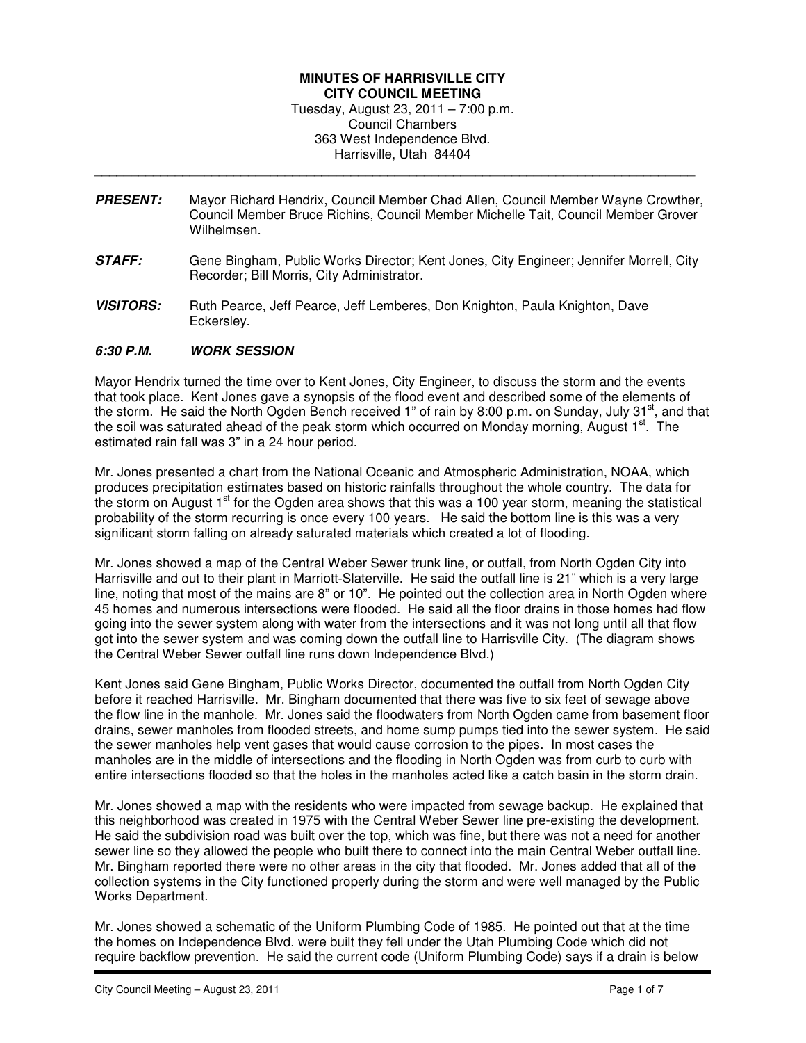**MINUTES OF HARRISVILLE CITY**
**CITY COUNCIL MEETING**
Tuesday, August 23, 2011 – 7:00 p.m.
Council Chambers
363 West Independence Blvd.
Harrisville, Utah 84404

---

***PRESENT:*** Mayor Richard Hendrix, Council Member Chad Allen, Council Member Wayne Crowther, Council Member Bruce Richins, Council Member Michelle Tait, Council Member Grover Wilhelmsen.

***STAFF:*** Gene Bingham, Public Works Director; Kent Jones, City Engineer; Jennifer Morrell, City Recorder; Bill Morris, City Administrator.

***VISITORS:*** Ruth Pearce, Jeff Pearce, Jeff Lemberes, Don Knighton, Paula Knighton, Dave Eckersley.

***6:30 P.M. WORK SESSION***

Mayor Hendrix turned the time over to Kent Jones, City Engineer, to discuss the storm and the events that took place. Kent Jones gave a synopsis of the flood event and described some of the elements of the storm. He said the North Ogden Bench received 1" of rain by 8:00 p.m. on Sunday, July 31st, and that the soil was saturated ahead of the peak storm which occurred on Monday morning, August 1st. The estimated rain fall was 3" in a 24 hour period.

Mr. Jones presented a chart from the National Oceanic and Atmospheric Administration, NOAA, which produces precipitation estimates based on historic rainfalls throughout the whole country. The data for the storm on August 1st for the Ogden area shows that this was a 100 year storm, meaning the statistical probability of the storm recurring is once every 100 years. He said the bottom line is this was a very significant storm falling on already saturated materials which created a lot of flooding.

Mr. Jones showed a map of the Central Weber Sewer trunk line, or outfall, from North Ogden City into Harrisville and out to their plant in Marriott-Slaterville. He said the outfall line is 21" which is a very large line, noting that most of the mains are 8" or 10". He pointed out the collection area in North Ogden where 45 homes and numerous intersections were flooded. He said all the floor drains in those homes had flow going into the sewer system along with water from the intersections and it was not long until all that flow got into the sewer system and was coming down the outfall line to Harrisville City. (The diagram shows the Central Weber Sewer outfall line runs down Independence Blvd.)

Kent Jones said Gene Bingham, Public Works Director, documented the outfall from North Ogden City before it reached Harrisville. Mr. Bingham documented that there was five to six feet of sewage above the flow line in the manhole. Mr. Jones said the floodwaters from North Ogden came from basement floor drains, sewer manholes from flooded streets, and home sump pumps tied into the sewer system. He said the sewer manholes help vent gases that would cause corrosion to the pipes. In most cases the manholes are in the middle of intersections and the flooding in North Ogden was from curb to curb with entire intersections flooded so that the holes in the manholes acted like a catch basin in the storm drain.

Mr. Jones showed a map with the residents who were impacted from sewage backup. He explained that this neighborhood was created in 1975 with the Central Weber Sewer line pre-existing the development. He said the subdivision road was built over the top, which was fine, but there was not a need for another sewer line so they allowed the people who built there to connect into the main Central Weber outfall line. Mr. Bingham reported there were no other areas in the city that flooded. Mr. Jones added that all of the collection systems in the City functioned properly during the storm and were well managed by the Public Works Department.

Mr. Jones showed a schematic of the Uniform Plumbing Code of 1985. He pointed out that at the time the homes on Independence Blvd. were built they fell under the Utah Plumbing Code which did not require backflow prevention. He said the current code (Uniform Plumbing Code) says if a drain is below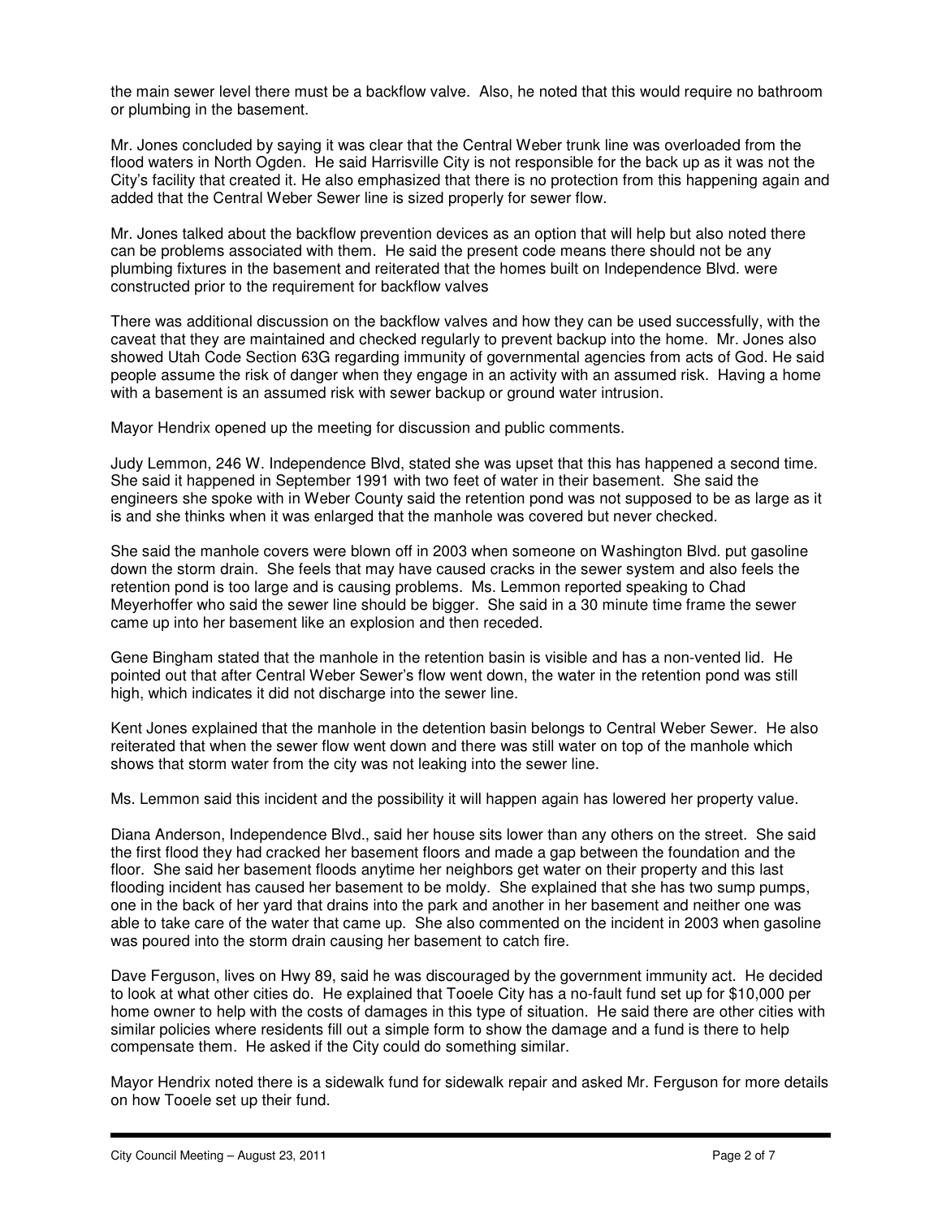the main sewer level there must be a backflow valve. Also, he noted that this would require no bathroom or plumbing in the basement.

Mr. Jones concluded by saying it was clear that the Central Weber trunk line was overloaded from the flood waters in North Ogden. He said Harrisville City is not responsible for the back up as it was not the City's facility that created it. He also emphasized that there is no protection from this happening again and added that the Central Weber Sewer line is sized properly for sewer flow.

Mr. Jones talked about the backflow prevention devices as an option that will help but also noted there can be problems associated with them. He said the present code means there should not be any plumbing fixtures in the basement and reiterated that the homes built on Independence Blvd. were constructed prior to the requirement for backflow valves

There was additional discussion on the backflow valves and how they can be used successfully, with the caveat that they are maintained and checked regularly to prevent backup into the home. Mr. Jones also showed Utah Code Section 63G regarding immunity of governmental agencies from acts of God. He said people assume the risk of danger when they engage in an activity with an assumed risk. Having a home with a basement is an assumed risk with sewer backup or ground water intrusion.

Mayor Hendrix opened up the meeting for discussion and public comments.

Judy Lemmon, 246 W. Independence Blvd, stated she was upset that this has happened a second time. She said it happened in September 1991 with two feet of water in their basement. She said the engineers she spoke with in Weber County said the retention pond was not supposed to be as large as it is and she thinks when it was enlarged that the manhole was covered but never checked.

She said the manhole covers were blown off in 2003 when someone on Washington Blvd. put gasoline down the storm drain. She feels that may have caused cracks in the sewer system and also feels the retention pond is too large and is causing problems. Ms. Lemmon reported speaking to Chad Meyerhoffer who said the sewer line should be bigger. She said in a 30 minute time frame the sewer came up into her basement like an explosion and then receded.

Gene Bingham stated that the manhole in the retention basin is visible and has a non-vented lid. He pointed out that after Central Weber Sewer's flow went down, the water in the retention pond was still high, which indicates it did not discharge into the sewer line.

Kent Jones explained that the manhole in the detention basin belongs to Central Weber Sewer. He also reiterated that when the sewer flow went down and there was still water on top of the manhole which shows that storm water from the city was not leaking into the sewer line.

Ms. Lemmon said this incident and the possibility it will happen again has lowered her property value.

Diana Anderson, Independence Blvd., said her house sits lower than any others on the street. She said the first flood they had cracked her basement floors and made a gap between the foundation and the floor. She said her basement floods anytime her neighbors get water on their property and this last flooding incident has caused her basement to be moldy. She explained that she has two sump pumps, one in the back of her yard that drains into the park and another in her basement and neither one was able to take care of the water that came up. She also commented on the incident in 2003 when gasoline was poured into the storm drain causing her basement to catch fire.

Dave Ferguson, lives on Hwy 89, said he was discouraged by the government immunity act. He decided to look at what other cities do. He explained that Tooele City has a no-fault fund set up for $10,000 per home owner to help with the costs of damages in this type of situation. He said there are other cities with similar policies where residents fill out a simple form to show the damage and a fund is there to help compensate them. He asked if the City could do something similar.

Mayor Hendrix noted there is a sidewalk fund for sidewalk repair and asked Mr. Ferguson for more details on how Tooele set up their fund.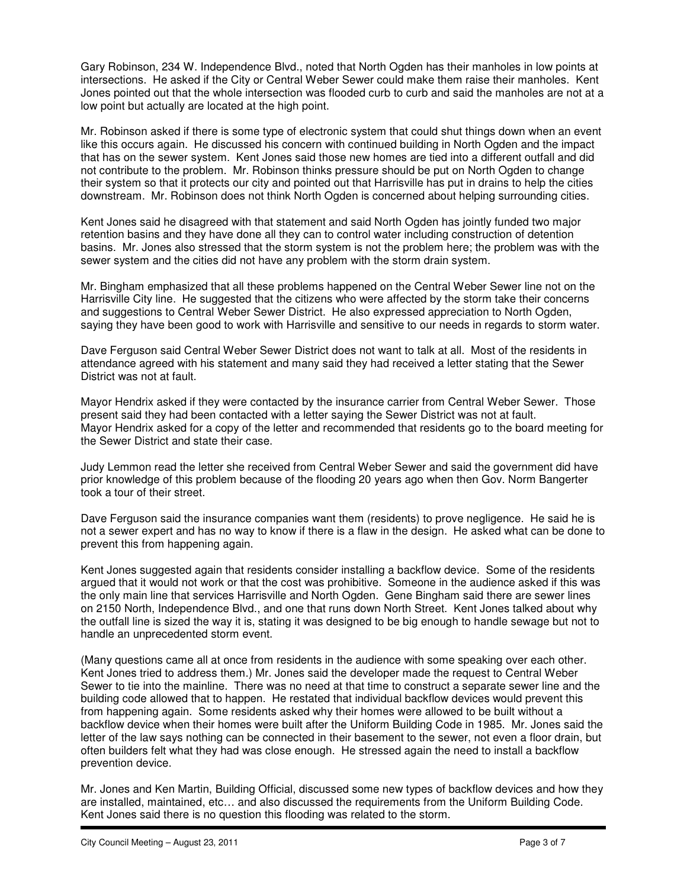Gary Robinson, 234 W. Independence Blvd., noted that North Ogden has their manholes in low points at intersections. He asked if the City or Central Weber Sewer could make them raise their manholes. Kent Jones pointed out that the whole intersection was flooded curb to curb and said the manholes are not at a low point but actually are located at the high point.

Mr. Robinson asked if there is some type of electronic system that could shut things down when an event like this occurs again. He discussed his concern with continued building in North Ogden and the impact that has on the sewer system. Kent Jones said those new homes are tied into a different outfall and did not contribute to the problem. Mr. Robinson thinks pressure should be put on North Ogden to change their system so that it protects our city and pointed out that Harrisville has put in drains to help the cities downstream. Mr. Robinson does not think North Ogden is concerned about helping surrounding cities.

Kent Jones said he disagreed with that statement and said North Ogden has jointly funded two major retention basins and they have done all they can to control water including construction of detention basins. Mr. Jones also stressed that the storm system is not the problem here; the problem was with the sewer system and the cities did not have any problem with the storm drain system.

Mr. Bingham emphasized that all these problems happened on the Central Weber Sewer line not on the Harrisville City line. He suggested that the citizens who were affected by the storm take their concerns and suggestions to Central Weber Sewer District. He also expressed appreciation to North Ogden, saying they have been good to work with Harrisville and sensitive to our needs in regards to storm water.

Dave Ferguson said Central Weber Sewer District does not want to talk at all. Most of the residents in attendance agreed with his statement and many said they had received a letter stating that the Sewer District was not at fault.

Mayor Hendrix asked if they were contacted by the insurance carrier from Central Weber Sewer. Those present said they had been contacted with a letter saying the Sewer District was not at fault.
Mayor Hendrix asked for a copy of the letter and recommended that residents go to the board meeting for the Sewer District and state their case.

Judy Lemmon read the letter she received from Central Weber Sewer and said the government did have prior knowledge of this problem because of the flooding 20 years ago when then Gov. Norm Bangerter took a tour of their street.

Dave Ferguson said the insurance companies want them (residents) to prove negligence. He said he is not a sewer expert and has no way to know if there is a flaw in the design. He asked what can be done to prevent this from happening again.

Kent Jones suggested again that residents consider installing a backflow device. Some of the residents argued that it would not work or that the cost was prohibitive. Someone in the audience asked if this was the only main line that services Harrisville and North Ogden. Gene Bingham said there are sewer lines on 2150 North, Independence Blvd., and one that runs down North Street. Kent Jones talked about why the outfall line is sized the way it is, stating it was designed to be big enough to handle sewage but not to handle an unprecedented storm event.

(Many questions came all at once from residents in the audience with some speaking over each other. Kent Jones tried to address them.) Mr. Jones said the developer made the request to Central Weber Sewer to tie into the mainline. There was no need at that time to construct a separate sewer line and the building code allowed that to happen. He restated that individual backflow devices would prevent this from happening again. Some residents asked why their homes were allowed to be built without a backflow device when their homes were built after the Uniform Building Code in 1985. Mr. Jones said the letter of the law says nothing can be connected in their basement to the sewer, not even a floor drain, but often builders felt what they had was close enough. He stressed again the need to install a backflow prevention device.

Mr. Jones and Ken Martin, Building Official, discussed some new types of backflow devices and how they are installed, maintained, etc… and also discussed the requirements from the Uniform Building Code. Kent Jones said there is no question this flooding was related to the storm.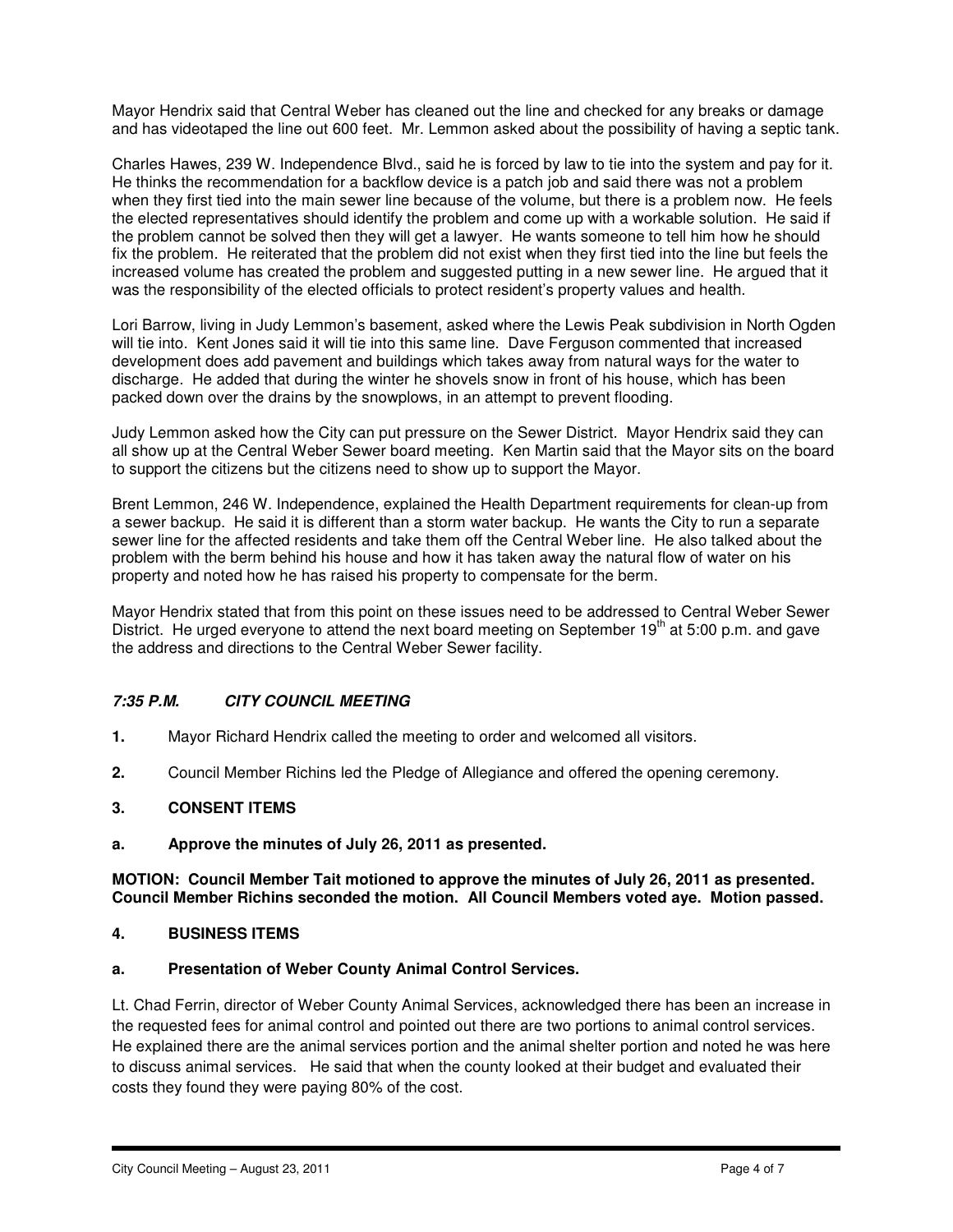Mayor Hendrix said that Central Weber has cleaned out the line and checked for any breaks or damage and has videotaped the line out 600 feet. Mr. Lemmon asked about the possibility of having a septic tank.

Charles Hawes, 239 W. Independence Blvd., said he is forced by law to tie into the system and pay for it. He thinks the recommendation for a backflow device is a patch job and said there was not a problem when they first tied into the main sewer line because of the volume, but there is a problem now. He feels the elected representatives should identify the problem and come up with a workable solution. He said if the problem cannot be solved then they will get a lawyer. He wants someone to tell him how he should fix the problem. He reiterated that the problem did not exist when they first tied into the line but feels the increased volume has created the problem and suggested putting in a new sewer line. He argued that it was the responsibility of the elected officials to protect resident's property values and health.

Lori Barrow, living in Judy Lemmon's basement, asked where the Lewis Peak subdivision in North Ogden will tie into. Kent Jones said it will tie into this same line. Dave Ferguson commented that increased development does add pavement and buildings which takes away from natural ways for the water to discharge. He added that during the winter he shovels snow in front of his house, which has been packed down over the drains by the snowplows, in an attempt to prevent flooding.

Judy Lemmon asked how the City can put pressure on the Sewer District. Mayor Hendrix said they can all show up at the Central Weber Sewer board meeting. Ken Martin said that the Mayor sits on the board to support the citizens but the citizens need to show up to support the Mayor.

Brent Lemmon, 246 W. Independence, explained the Health Department requirements for clean-up from a sewer backup. He said it is different than a storm water backup. He wants the City to run a separate sewer line for the affected residents and take them off the Central Weber line. He also talked about the problem with the berm behind his house and how it has taken away the natural flow of water on his property and noted how he has raised his property to compensate for the berm.

Mayor Hendrix stated that from this point on these issues need to be addressed to Central Weber Sewer District. He urged everyone to attend the next board meeting on September 19th at 5:00 p.m. and gave the address and directions to the Central Weber Sewer facility.

## *7:35 P.M. CITY COUNCIL MEETING*

**1.** Mayor Richard Hendrix called the meeting to order and welcomed all visitors.

**2.** Council Member Richins led the Pledge of Allegiance and offered the opening ceremony.

**3. CONSENT ITEMS**

**a. Approve the minutes of July 26, 2011 as presented.**

**MOTION: Council Member Tait motioned to approve the minutes of July 26, 2011 as presented. Council Member Richins seconded the motion. All Council Members voted aye. Motion passed.**

**4. BUSINESS ITEMS**

**a. Presentation of Weber County Animal Control Services.**

Lt. Chad Ferrin, director of Weber County Animal Services, acknowledged there has been an increase in the requested fees for animal control and pointed out there are two portions to animal control services. He explained there are the animal services portion and the animal shelter portion and noted he was here to discuss animal services. He said that when the county looked at their budget and evaluated their costs they found they were paying 80% of the cost.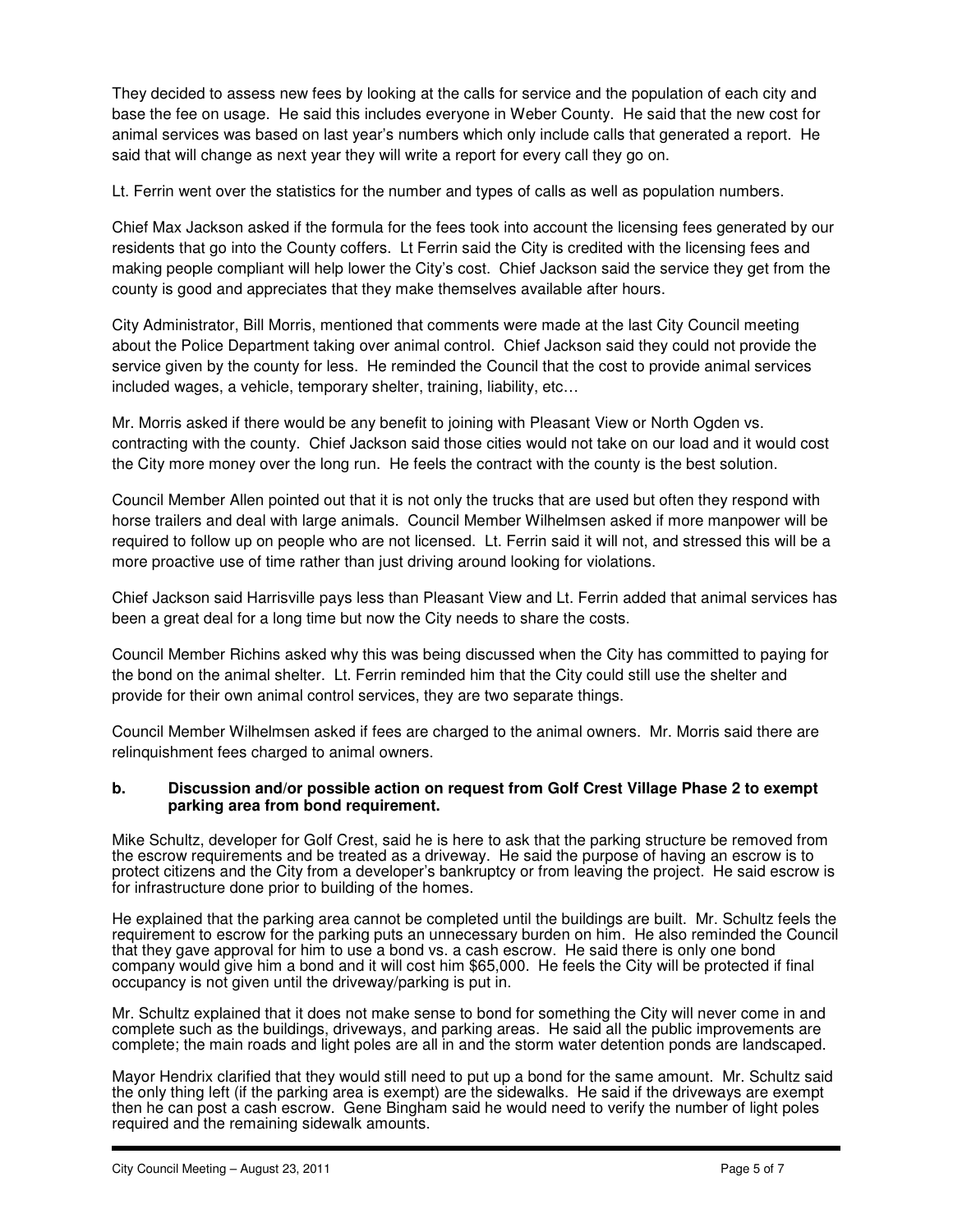They decided to assess new fees by looking at the calls for service and the population of each city and base the fee on usage. He said this includes everyone in Weber County. He said that the new cost for animal services was based on last year's numbers which only include calls that generated a report. He said that will change as next year they will write a report for every call they go on.

Lt. Ferrin went over the statistics for the number and types of calls as well as population numbers.

Chief Max Jackson asked if the formula for the fees took into account the licensing fees generated by our residents that go into the County coffers. Lt Ferrin said the City is credited with the licensing fees and making people compliant will help lower the City's cost. Chief Jackson said the service they get from the county is good and appreciates that they make themselves available after hours.

City Administrator, Bill Morris, mentioned that comments were made at the last City Council meeting about the Police Department taking over animal control. Chief Jackson said they could not provide the service given by the county for less. He reminded the Council that the cost to provide animal services included wages, a vehicle, temporary shelter, training, liability, etc…

Mr. Morris asked if there would be any benefit to joining with Pleasant View or North Ogden vs. contracting with the county. Chief Jackson said those cities would not take on our load and it would cost the City more money over the long run. He feels the contract with the county is the best solution.

Council Member Allen pointed out that it is not only the trucks that are used but often they respond with horse trailers and deal with large animals. Council Member Wilhelmsen asked if more manpower will be required to follow up on people who are not licensed. Lt. Ferrin said it will not, and stressed this will be a more proactive use of time rather than just driving around looking for violations.

Chief Jackson said Harrisville pays less than Pleasant View and Lt. Ferrin added that animal services has been a great deal for a long time but now the City needs to share the costs.

Council Member Richins asked why this was being discussed when the City has committed to paying for the bond on the animal shelter. Lt. Ferrin reminded him that the City could still use the shelter and provide for their own animal control services, they are two separate things.

Council Member Wilhelmsen asked if fees are charged to the animal owners. Mr. Morris said there are relinquishment fees charged to animal owners.

**b. Discussion and/or possible action on request from Golf Crest Village Phase 2 to exempt parking area from bond requirement.**

Mike Schultz, developer for Golf Crest, said he is here to ask that the parking structure be removed from the escrow requirements and be treated as a driveway. He said the purpose of having an escrow is to protect citizens and the City from a developer's bankruptcy or from leaving the project. He said escrow is for infrastructure done prior to building of the homes.

He explained that the parking area cannot be completed until the buildings are built. Mr. Schultz feels the requirement to escrow for the parking puts an unnecessary burden on him. He also reminded the Council that they gave approval for him to use a bond vs. a cash escrow. He said there is only one bond company would give him a bond and it will cost him $65,000. He feels the City will be protected if final occupancy is not given until the driveway/parking is put in.

Mr. Schultz explained that it does not make sense to bond for something the City will never come in and complete such as the buildings, driveways, and parking areas. He said all the public improvements are complete; the main roads and light poles are all in and the storm water detention ponds are landscaped.

Mayor Hendrix clarified that they would still need to put up a bond for the same amount. Mr. Schultz said the only thing left (if the parking area is exempt) are the sidewalks. He said if the driveways are exempt then he can post a cash escrow. Gene Bingham said he would need to verify the number of light poles required and the remaining sidewalk amounts.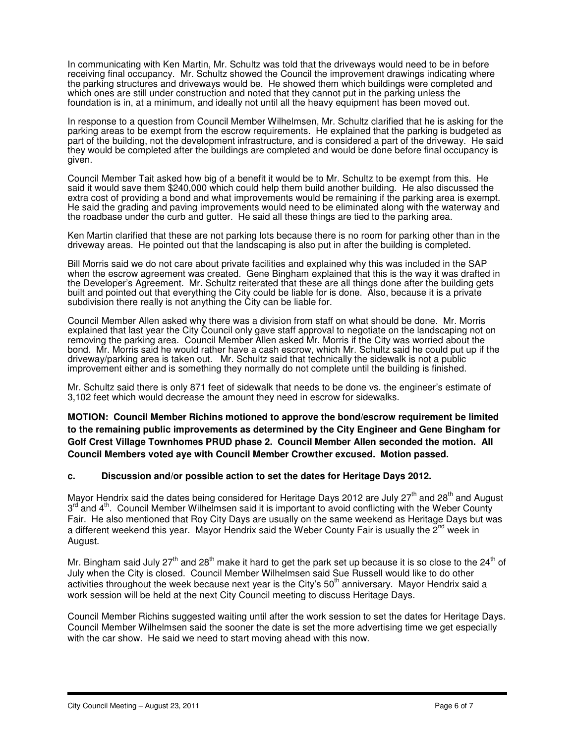In communicating with Ken Martin, Mr. Schultz was told that the driveways would need to be in before receiving final occupancy. Mr. Schultz showed the Council the improvement drawings indicating where the parking structures and driveways would be. He showed them which buildings were completed and which ones are still under construction and noted that they cannot put in the parking unless the foundation is in, at a minimum, and ideally not until all the heavy equipment has been moved out.

In response to a question from Council Member Wilhelmsen, Mr. Schultz clarified that he is asking for the parking areas to be exempt from the escrow requirements. He explained that the parking is budgeted as part of the building, not the development infrastructure, and is considered a part of the driveway. He said they would be completed after the buildings are completed and would be done before final occupancy is given.

Council Member Tait asked how big of a benefit it would be to Mr. Schultz to be exempt from this. He said it would save them $240,000 which could help them build another building. He also discussed the extra cost of providing a bond and what improvements would be remaining if the parking area is exempt. He said the grading and paving improvements would need to be eliminated along with the waterway and the roadbase under the curb and gutter. He said all these things are tied to the parking area.

Ken Martin clarified that these are not parking lots because there is no room for parking other than in the driveway areas. He pointed out that the landscaping is also put in after the building is completed.

Bill Morris said we do not care about private facilities and explained why this was included in the SAP when the escrow agreement was created. Gene Bingham explained that this is the way it was drafted in the Developer's Agreement. Mr. Schultz reiterated that these are all things done after the building gets built and pointed out that everything the City could be liable for is done. Also, because it is a private subdivision there really is not anything the City can be liable for.

Council Member Allen asked why there was a division from staff on what should be done. Mr. Morris explained that last year the City Council only gave staff approval to negotiate on the landscaping not on removing the parking area. Council Member Allen asked Mr. Morris if the City was worried about the bond. Mr. Morris said he would rather have a cash escrow, which Mr. Schultz said he could put up if the driveway/parking area is taken out. Mr. Schultz said that technically the sidewalk is not a public improvement either and is something they normally do not complete until the building is finished.

Mr. Schultz said there is only 871 feet of sidewalk that needs to be done vs. the engineer's estimate of 3,102 feet which would decrease the amount they need in escrow for sidewalks.

**MOTION: Council Member Richins motioned to approve the bond/escrow requirement be limited to the remaining public improvements as determined by the City Engineer and Gene Bingham for Golf Crest Village Townhomes PRUD phase 2. Council Member Allen seconded the motion. All Council Members voted aye with Council Member Crowther excused. Motion passed.**

### c. Discussion and/or possible action to set the dates for Heritage Days 2012.

Mayor Hendrix said the dates being considered for Heritage Days 2012 are July 27th and 28th and August 3rd and 4th. Council Member Wilhelmsen said it is important to avoid conflicting with the Weber County Fair. He also mentioned that Roy City Days are usually on the same weekend as Heritage Days but was a different weekend this year. Mayor Hendrix said the Weber County Fair is usually the 2nd week in August.

Mr. Bingham said July 27th and 28th make it hard to get the park set up because it is so close to the 24th of July when the City is closed. Council Member Wilhelmsen said Sue Russell would like to do other activities throughout the week because next year is the City's 50th anniversary. Mayor Hendrix said a work session will be held at the next City Council meeting to discuss Heritage Days.

Council Member Richins suggested waiting until after the work session to set the dates for Heritage Days. Council Member Wilhelmsen said the sooner the date is set the more advertising time we get especially with the car show. He said we need to start moving ahead with this now.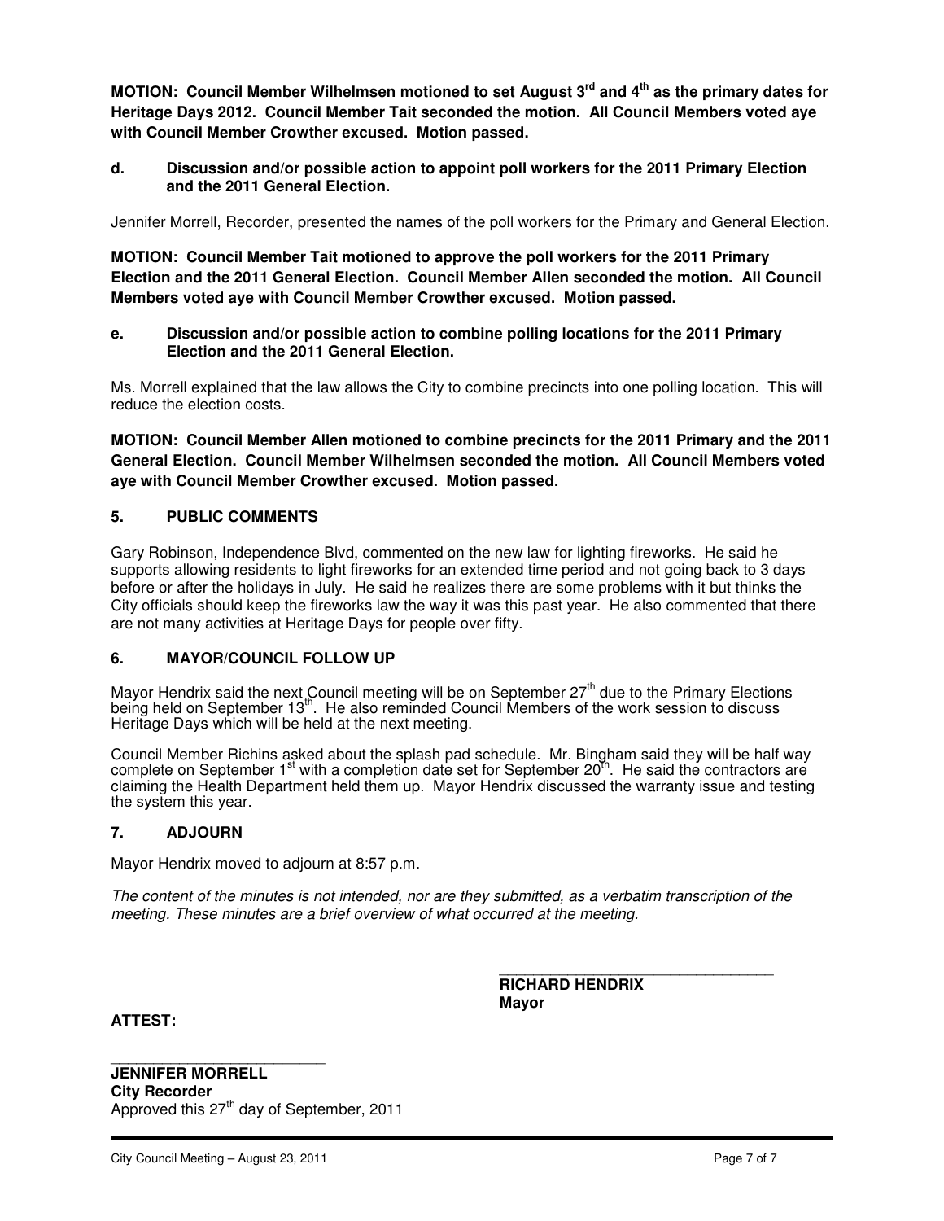**MOTION: Council Member Wilhelmsen motioned to set August 3rd and 4th as the primary dates for Heritage Days 2012. Council Member Tait seconded the motion. All Council Members voted aye with Council Member Crowther excused. Motion passed.**

**d. Discussion and/or possible action to appoint poll workers for the 2011 Primary Election and the 2011 General Election.**

Jennifer Morrell, Recorder, presented the names of the poll workers for the Primary and General Election.

**MOTION: Council Member Tait motioned to approve the poll workers for the 2011 Primary Election and the 2011 General Election. Council Member Allen seconded the motion. All Council Members voted aye with Council Member Crowther excused. Motion passed.**

**e. Discussion and/or possible action to combine polling locations for the 2011 Primary Election and the 2011 General Election.**

Ms. Morrell explained that the law allows the City to combine precincts into one polling location. This will reduce the election costs.

**MOTION: Council Member Allen motioned to combine precincts for the 2011 Primary and the 2011 General Election. Council Member Wilhelmsen seconded the motion. All Council Members voted aye with Council Member Crowther excused. Motion passed.**

## 5. PUBLIC COMMENTS

Gary Robinson, Independence Blvd, commented on the new law for lighting fireworks. He said he supports allowing residents to light fireworks for an extended time period and not going back to 3 days before or after the holidays in July. He said he realizes there are some problems with it but thinks the City officials should keep the fireworks law the way it was this past year. He also commented that there are not many activities at Heritage Days for people over fifty.

## 6. MAYOR/COUNCIL FOLLOW UP

Mayor Hendrix said the next Council meeting will be on September 27th due to the Primary Elections being held on September 13th. He also reminded Council Members of the work session to discuss Heritage Days which will be held at the next meeting.

Council Member Richins asked about the splash pad schedule. Mr. Bingham said they will be half way complete on September 1st with a completion date set for September 20th. He said the contractors are claiming the Health Department held them up. Mayor Hendrix discussed the warranty issue and testing the system this year.

## 7. ADJOURN

Mayor Hendrix moved to adjourn at 8:57 p.m.

*The content of the minutes is not intended, nor are they submitted, as a verbatim transcription of the meeting. These minutes are a brief overview of what occurred at the meeting.*

\_\_\_\_\_\_\_\_\_\_\_\_\_\_\_\_\_\_\_\_\_\_\_\_\_\_\_\_\_\_\_\_
**RICHARD HENDRIX**
**Mayor**

**ATTEST:**

\_\_\_\_\_\_\_\_\_\_\_\_\_\_\_\_\_\_\_\_\_\_\_\_\_\_
**JENNIFER MORRELL**
**City Recorder**
Approved this 27th day of September, 2011